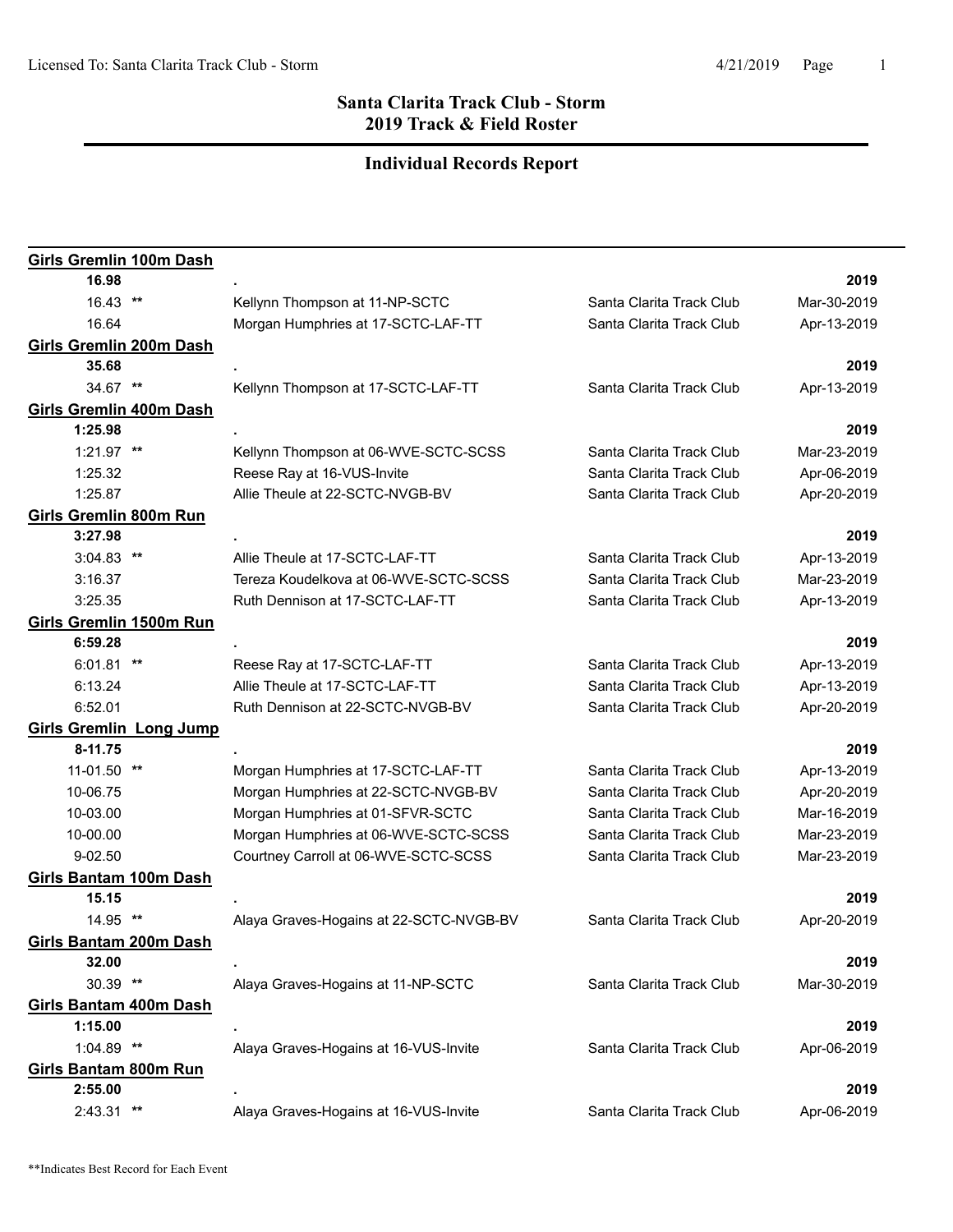## Santa Clarita Track Club - Storm
## 2019 Track & Field Roster

## Individual Records Report

| | | | |
|---|---|---|---|
| **Girls Gremlin 100m Dash** | | | |
| **16.98** | **.** | | **2019** |
| 16.43 ** | Kellynn Thompson at 11-NP-SCTC | Santa Clarita Track Club | Mar-30-2019 |
| 16.64 | Morgan Humphries at 17-SCTC-LAF-TT | Santa Clarita Track Club | Apr-13-2019 |
| **Girls Gremlin 200m Dash** | | | |
| **35.68** | **.** | | **2019** |
| 34.67 ** | Kellynn Thompson at 17-SCTC-LAF-TT | Santa Clarita Track Club | Apr-13-2019 |
| **Girls Gremlin 400m Dash** | | | |
| **1:25.98** | **.** | | **2019** |
| 1:21.97 ** | Kellynn Thompson at 06-WVE-SCTC-SCSS | Santa Clarita Track Club | Mar-23-2019 |
| 1:25.32 | Reese Ray at 16-VUS-Invite | Santa Clarita Track Club | Apr-06-2019 |
| 1:25.87 | Allie Theule at 22-SCTC-NVGB-BV | Santa Clarita Track Club | Apr-20-2019 |
| **Girls Gremlin 800m Run** | | | |
| **3:27.98** | **.** | | **2019** |
| 3:04.83 ** | Allie Theule at 17-SCTC-LAF-TT | Santa Clarita Track Club | Apr-13-2019 |
| 3:16.37 | Tereza Koudelkova at 06-WVE-SCTC-SCSS | Santa Clarita Track Club | Mar-23-2019 |
| 3:25.35 | Ruth Dennison at 17-SCTC-LAF-TT | Santa Clarita Track Club | Apr-13-2019 |
| **Girls Gremlin 1500m Run** | | | |
| **6:59.28** | **.** | | **2019** |
| 6:01.81 ** | Reese Ray at 17-SCTC-LAF-TT | Santa Clarita Track Club | Apr-13-2019 |
| 6:13.24 | Allie Theule at 17-SCTC-LAF-TT | Santa Clarita Track Club | Apr-13-2019 |
| 6:52.01 | Ruth Dennison at 22-SCTC-NVGB-BV | Santa Clarita Track Club | Apr-20-2019 |
| **Girls Gremlin Long Jump** | | | |
| **8-11.75** | **.** | | **2019** |
| 11-01.50 ** | Morgan Humphries at 17-SCTC-LAF-TT | Santa Clarita Track Club | Apr-13-2019 |
| 10-06.75 | Morgan Humphries at 22-SCTC-NVGB-BV | Santa Clarita Track Club | Apr-20-2019 |
| 10-03.00 | Morgan Humphries at 01-SFVR-SCTC | Santa Clarita Track Club | Mar-16-2019 |
| 10-00.00 | Morgan Humphries at 06-WVE-SCTC-SCSS | Santa Clarita Track Club | Mar-23-2019 |
| 9-02.50 | Courtney Carroll at 06-WVE-SCTC-SCSS | Santa Clarita Track Club | Mar-23-2019 |
| **Girls Bantam 100m Dash** | | | |
| **15.15** | **.** | | **2019** |
| 14.95 ** | Alaya Graves-Hogains at 22-SCTC-NVGB-BV | Santa Clarita Track Club | Apr-20-2019 |
| **Girls Bantam 200m Dash** | | | |
| **32.00** | **.** | | **2019** |
| 30.39 ** | Alaya Graves-Hogains at 11-NP-SCTC | Santa Clarita Track Club | Mar-30-2019 |
| **Girls Bantam 400m Dash** | | | |
| **1:15.00** | **.** | | **2019** |
| 1:04.89 ** | Alaya Graves-Hogains at 16-VUS-Invite | Santa Clarita Track Club | Apr-06-2019 |
| **Girls Bantam 800m Run** | | | |
| **2:55.00** | **.** | | **2019** |
| 2:43.31 ** | Alaya Graves-Hogains at 16-VUS-Invite | Santa Clarita Track Club | Apr-06-2019 |

**Indicates Best Record for Each Event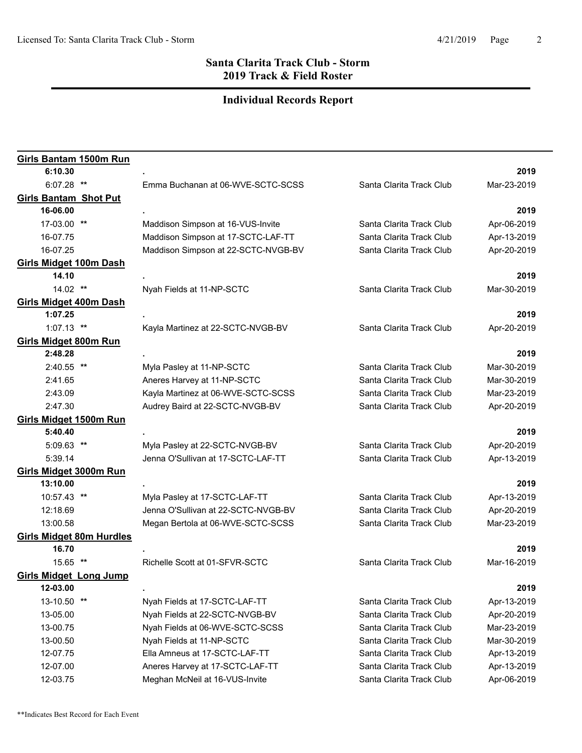## Santa Clarita Track Club - Storm
## 2019 Track & Field Roster

## Individual Records Report

| Event / Mark | Athlete / Meet | Team | Date |
|---|---|---|---|
| **Girls Bantam 1500m Run** | | | |
| **6:10.30** | . | | **2019** |
| 6:07.28 ** | Emma Buchanan at 06-WVE-SCTC-SCSS | Santa Clarita Track Club | Mar-23-2019 |
| **Girls Bantam Shot Put** | | | |
| **16-06.00** | . | | **2019** |
| 17-03.00 ** | Maddison Simpson at 16-VUS-Invite | Santa Clarita Track Club | Apr-06-2019 |
| 16-07.75 | Maddison Simpson at 17-SCTC-LAF-TT | Santa Clarita Track Club | Apr-13-2019 |
| 16-07.25 | Maddison Simpson at 22-SCTC-NVGB-BV | Santa Clarita Track Club | Apr-20-2019 |
| **Girls Midget 100m Dash** | | | |
| **14.10** | . | | **2019** |
| 14.02 ** | Nyah Fields at 11-NP-SCTC | Santa Clarita Track Club | Mar-30-2019 |
| **Girls Midget 400m Dash** | | | |
| **1:07.25** | . | | **2019** |
| 1:07.13 ** | Kayla Martinez at 22-SCTC-NVGB-BV | Santa Clarita Track Club | Apr-20-2019 |
| **Girls Midget 800m Run** | | | |
| **2:48.28** | . | | **2019** |
| 2:40.55 ** | Myla Pasley at 11-NP-SCTC | Santa Clarita Track Club | Mar-30-2019 |
| 2:41.65 | Aneres Harvey at 11-NP-SCTC | Santa Clarita Track Club | Mar-30-2019 |
| 2:43.09 | Kayla Martinez at 06-WVE-SCTC-SCSS | Santa Clarita Track Club | Mar-23-2019 |
| 2:47.30 | Audrey Baird at 22-SCTC-NVGB-BV | Santa Clarita Track Club | Apr-20-2019 |
| **Girls Midget 1500m Run** | | | |
| **5:40.40** | . | | **2019** |
| 5:09.63 ** | Myla Pasley at 22-SCTC-NVGB-BV | Santa Clarita Track Club | Apr-20-2019 |
| 5:39.14 | Jenna O'Sullivan at 17-SCTC-LAF-TT | Santa Clarita Track Club | Apr-13-2019 |
| **Girls Midget 3000m Run** | | | |
| **13:10.00** | . | | **2019** |
| 10:57.43 ** | Myla Pasley at 17-SCTC-LAF-TT | Santa Clarita Track Club | Apr-13-2019 |
| 12:18.69 | Jenna O'Sullivan at 22-SCTC-NVGB-BV | Santa Clarita Track Club | Apr-20-2019 |
| 13:00.58 | Megan Bertola at 06-WVE-SCTC-SCSS | Santa Clarita Track Club | Mar-23-2019 |
| **Girls Midget 80m Hurdles** | | | |
| **16.70** | . | | **2019** |
| 15.65 ** | Richelle Scott at 01-SFVR-SCTC | Santa Clarita Track Club | Mar-16-2019 |
| **Girls Midget Long Jump** | | | |
| **12-03.00** | . | | **2019** |
| 13-10.50 ** | Nyah Fields at 17-SCTC-LAF-TT | Santa Clarita Track Club | Apr-13-2019 |
| 13-05.00 | Nyah Fields at 22-SCTC-NVGB-BV | Santa Clarita Track Club | Apr-20-2019 |
| 13-00.75 | Nyah Fields at 06-WVE-SCTC-SCSS | Santa Clarita Track Club | Mar-23-2019 |
| 13-00.50 | Nyah Fields at 11-NP-SCTC | Santa Clarita Track Club | Mar-30-2019 |
| 12-07.75 | Ella Amneus at 17-SCTC-LAF-TT | Santa Clarita Track Club | Apr-13-2019 |
| 12-07.00 | Aneres Harvey at 17-SCTC-LAF-TT | Santa Clarita Track Club | Apr-13-2019 |
| 12-03.75 | Meghan McNeil at 16-VUS-Invite | Santa Clarita Track Club | Apr-06-2019 |

**Indicates Best Record for Each Event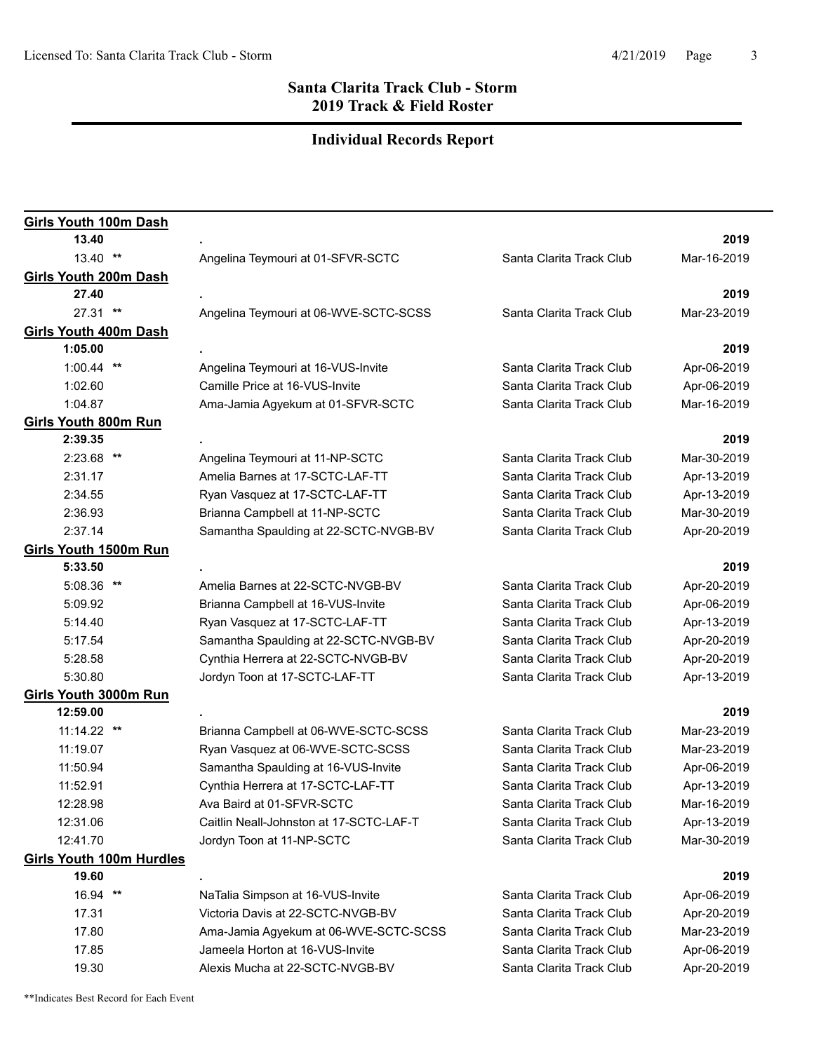## Santa Clarita Track Club - Storm
## 2019 Track & Field Roster

## Individual Records Report

**Girls Youth 100m Dash**

| | | | |
|---|---|---|---|
| **13.40** | **.** | | **2019** |
| 13.40 ** | Angelina Teymouri at 01-SFVR-SCTC | Santa Clarita Track Club | Mar-16-2019 |

**Girls Youth 200m Dash**

| | | | |
|---|---|---|---|
| **27.40** | **.** | | **2019** |
| 27.31 ** | Angelina Teymouri at 06-WVE-SCTC-SCSS | Santa Clarita Track Club | Mar-23-2019 |

**Girls Youth 400m Dash**

| | | | |
|---|---|---|---|
| **1:05.00** | **.** | | **2019** |
| 1:00.44 ** | Angelina Teymouri at 16-VUS-Invite | Santa Clarita Track Club | Apr-06-2019 |
| 1:02.60 | Camille Price at 16-VUS-Invite | Santa Clarita Track Club | Apr-06-2019 |
| 1:04.87 | Ama-Jamia Agyekum at 01-SFVR-SCTC | Santa Clarita Track Club | Mar-16-2019 |

**Girls Youth 800m Run**

| | | | |
|---|---|---|---|
| **2:39.35** | **.** | | **2019** |
| 2:23.68 ** | Angelina Teymouri at 11-NP-SCTC | Santa Clarita Track Club | Mar-30-2019 |
| 2:31.17 | Amelia Barnes at 17-SCTC-LAF-TT | Santa Clarita Track Club | Apr-13-2019 |
| 2:34.55 | Ryan Vasquez at 17-SCTC-LAF-TT | Santa Clarita Track Club | Apr-13-2019 |
| 2:36.93 | Brianna Campbell at 11-NP-SCTC | Santa Clarita Track Club | Mar-30-2019 |
| 2:37.14 | Samantha Spaulding at 22-SCTC-NVGB-BV | Santa Clarita Track Club | Apr-20-2019 |

**Girls Youth 1500m Run**

| | | | |
|---|---|---|---|
| **5:33.50** | **.** | | **2019** |
| 5:08.36 ** | Amelia Barnes at 22-SCTC-NVGB-BV | Santa Clarita Track Club | Apr-20-2019 |
| 5:09.92 | Brianna Campbell at 16-VUS-Invite | Santa Clarita Track Club | Apr-06-2019 |
| 5:14.40 | Ryan Vasquez at 17-SCTC-LAF-TT | Santa Clarita Track Club | Apr-13-2019 |
| 5:17.54 | Samantha Spaulding at 22-SCTC-NVGB-BV | Santa Clarita Track Club | Apr-20-2019 |
| 5:28.58 | Cynthia Herrera at 22-SCTC-NVGB-BV | Santa Clarita Track Club | Apr-20-2019 |
| 5:30.80 | Jordyn Toon at 17-SCTC-LAF-TT | Santa Clarita Track Club | Apr-13-2019 |

**Girls Youth 3000m Run**

| | | | |
|---|---|---|---|
| **12:59.00** | **.** | | **2019** |
| 11:14.22 ** | Brianna Campbell at 06-WVE-SCTC-SCSS | Santa Clarita Track Club | Mar-23-2019 |
| 11:19.07 | Ryan Vasquez at 06-WVE-SCTC-SCSS | Santa Clarita Track Club | Mar-23-2019 |
| 11:50.94 | Samantha Spaulding at 16-VUS-Invite | Santa Clarita Track Club | Apr-06-2019 |
| 11:52.91 | Cynthia Herrera at 17-SCTC-LAF-TT | Santa Clarita Track Club | Apr-13-2019 |
| 12:28.98 | Ava Baird at 01-SFVR-SCTC | Santa Clarita Track Club | Mar-16-2019 |
| 12:31.06 | Caitlin Neall-Johnston at 17-SCTC-LAF-T | Santa Clarita Track Club | Apr-13-2019 |
| 12:41.70 | Jordyn Toon at 11-NP-SCTC | Santa Clarita Track Club | Mar-30-2019 |

**Girls Youth 100m Hurdles**

| | | | |
|---|---|---|---|
| **19.60** | **.** | | **2019** |
| 16.94 ** | NaTalia Simpson at 16-VUS-Invite | Santa Clarita Track Club | Apr-06-2019 |
| 17.31 | Victoria Davis at 22-SCTC-NVGB-BV | Santa Clarita Track Club | Apr-20-2019 |
| 17.80 | Ama-Jamia Agyekum at 06-WVE-SCTC-SCSS | Santa Clarita Track Club | Mar-23-2019 |
| 17.85 | Jameela Horton at 16-VUS-Invite | Santa Clarita Track Club | Apr-06-2019 |
| 19.30 | Alexis Mucha at 22-SCTC-NVGB-BV | Santa Clarita Track Club | Apr-20-2019 |

**Indicates Best Record for Each Event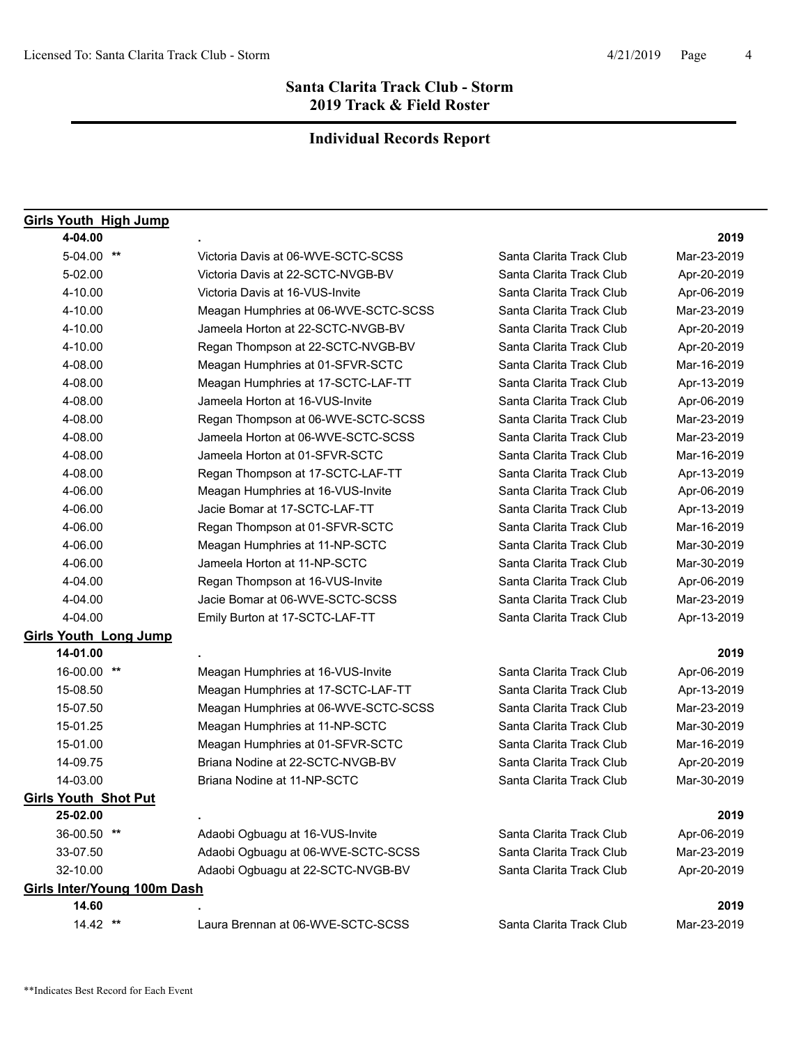## Santa Clarita Track Club - Storm
## 2019 Track & Field Roster

## Individual Records Report

**Girls Youth High Jump**

| Mark | Athlete / Meet | Team | Date |
|---|---|---|---|
| **4-04.00** | **.** | | **2019** |
| 5-04.00 ** | Victoria Davis at 06-WVE-SCTC-SCSS | Santa Clarita Track Club | Mar-23-2019 |
| 5-02.00 | Victoria Davis at 22-SCTC-NVGB-BV | Santa Clarita Track Club | Apr-20-2019 |
| 4-10.00 | Victoria Davis at 16-VUS-Invite | Santa Clarita Track Club | Apr-06-2019 |
| 4-10.00 | Meagan Humphries at 06-WVE-SCTC-SCSS | Santa Clarita Track Club | Mar-23-2019 |
| 4-10.00 | Jameela Horton at 22-SCTC-NVGB-BV | Santa Clarita Track Club | Apr-20-2019 |
| 4-10.00 | Regan Thompson at 22-SCTC-NVGB-BV | Santa Clarita Track Club | Apr-20-2019 |
| 4-08.00 | Meagan Humphries at 01-SFVR-SCTC | Santa Clarita Track Club | Mar-16-2019 |
| 4-08.00 | Meagan Humphries at 17-SCTC-LAF-TT | Santa Clarita Track Club | Apr-13-2019 |
| 4-08.00 | Jameela Horton at 16-VUS-Invite | Santa Clarita Track Club | Apr-06-2019 |
| 4-08.00 | Regan Thompson at 06-WVE-SCTC-SCSS | Santa Clarita Track Club | Mar-23-2019 |
| 4-08.00 | Jameela Horton at 06-WVE-SCTC-SCSS | Santa Clarita Track Club | Mar-23-2019 |
| 4-08.00 | Jameela Horton at 01-SFVR-SCTC | Santa Clarita Track Club | Mar-16-2019 |
| 4-08.00 | Regan Thompson at 17-SCTC-LAF-TT | Santa Clarita Track Club | Apr-13-2019 |
| 4-06.00 | Meagan Humphries at 16-VUS-Invite | Santa Clarita Track Club | Apr-06-2019 |
| 4-06.00 | Jacie Bomar at 17-SCTC-LAF-TT | Santa Clarita Track Club | Apr-13-2019 |
| 4-06.00 | Regan Thompson at 01-SFVR-SCTC | Santa Clarita Track Club | Mar-16-2019 |
| 4-06.00 | Meagan Humphries at 11-NP-SCTC | Santa Clarita Track Club | Mar-30-2019 |
| 4-06.00 | Jameela Horton at 11-NP-SCTC | Santa Clarita Track Club | Mar-30-2019 |
| 4-04.00 | Regan Thompson at 16-VUS-Invite | Santa Clarita Track Club | Apr-06-2019 |
| 4-04.00 | Jacie Bomar at 06-WVE-SCTC-SCSS | Santa Clarita Track Club | Mar-23-2019 |
| 4-04.00 | Emily Burton at 17-SCTC-LAF-TT | Santa Clarita Track Club | Apr-13-2019 |

**Girls Youth Long Jump**

| Mark | Athlete / Meet | Team | Date |
|---|---|---|---|
| **14-01.00** | **.** | | **2019** |
| 16-00.00 ** | Meagan Humphries at 16-VUS-Invite | Santa Clarita Track Club | Apr-06-2019 |
| 15-08.50 | Meagan Humphries at 17-SCTC-LAF-TT | Santa Clarita Track Club | Apr-13-2019 |
| 15-07.50 | Meagan Humphries at 06-WVE-SCTC-SCSS | Santa Clarita Track Club | Mar-23-2019 |
| 15-01.25 | Meagan Humphries at 11-NP-SCTC | Santa Clarita Track Club | Mar-30-2019 |
| 15-01.00 | Meagan Humphries at 01-SFVR-SCTC | Santa Clarita Track Club | Mar-16-2019 |
| 14-09.75 | Briana Nodine at 22-SCTC-NVGB-BV | Santa Clarita Track Club | Apr-20-2019 |
| 14-03.00 | Briana Nodine at 11-NP-SCTC | Santa Clarita Track Club | Mar-30-2019 |

**Girls Youth Shot Put**

| Mark | Athlete / Meet | Team | Date |
|---|---|---|---|
| **25-02.00** | **.** | | **2019** |
| 36-00.50 ** | Adaobi Ogbuagu at 16-VUS-Invite | Santa Clarita Track Club | Apr-06-2019 |
| 33-07.50 | Adaobi Ogbuagu at 06-WVE-SCTC-SCSS | Santa Clarita Track Club | Mar-23-2019 |
| 32-10.00 | Adaobi Ogbuagu at 22-SCTC-NVGB-BV | Santa Clarita Track Club | Apr-20-2019 |

**Girls Inter/Young 100m Dash**

| Mark | Athlete / Meet | Team | Date |
|---|---|---|---|
| **14.60** | **.** | | **2019** |
| 14.42 ** | Laura Brennan at 06-WVE-SCTC-SCSS | Santa Clarita Track Club | Mar-23-2019 |

**Indicates Best Record for Each Event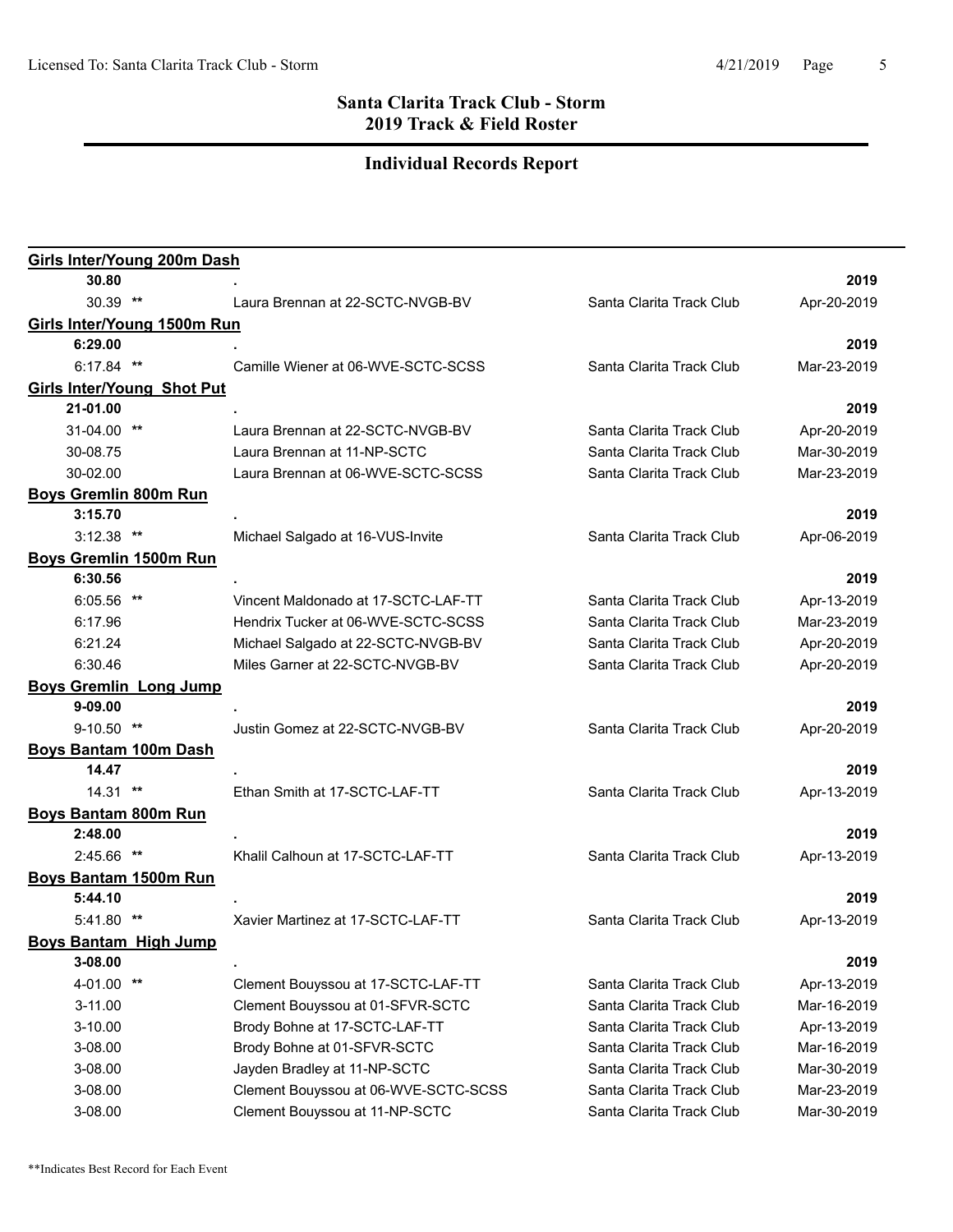## Santa Clarita Track Club - Storm
## 2019 Track & Field Roster

## Individual Records Report

| Event / Mark | Athlete / Meet | Team | Date |
|---|---|---|---|
| **Girls Inter/Young 200m Dash** | | | |
| **30.80** | **.** | | **2019** |
| 30.39 ** | Laura Brennan at 22-SCTC-NVGB-BV | Santa Clarita Track Club | Apr-20-2019 |
| **Girls Inter/Young 1500m Run** | | | |
| **6:29.00** | **.** | | **2019** |
| 6:17.84 ** | Camille Wiener at 06-WVE-SCTC-SCSS | Santa Clarita Track Club | Mar-23-2019 |
| **Girls Inter/Young Shot Put** | | | |
| **21-01.00** | **.** | | **2019** |
| 31-04.00 ** | Laura Brennan at 22-SCTC-NVGB-BV | Santa Clarita Track Club | Apr-20-2019 |
| 30-08.75 | Laura Brennan at 11-NP-SCTC | Santa Clarita Track Club | Mar-30-2019 |
| 30-02.00 | Laura Brennan at 06-WVE-SCTC-SCSS | Santa Clarita Track Club | Mar-23-2019 |
| **Boys Gremlin 800m Run** | | | |
| **3:15.70** | **.** | | **2019** |
| 3:12.38 ** | Michael Salgado at 16-VUS-Invite | Santa Clarita Track Club | Apr-06-2019 |
| **Boys Gremlin 1500m Run** | | | |
| **6:30.56** | **.** | | **2019** |
| 6:05.56 ** | Vincent Maldonado at 17-SCTC-LAF-TT | Santa Clarita Track Club | Apr-13-2019 |
| 6:17.96 | Hendrix Tucker at 06-WVE-SCTC-SCSS | Santa Clarita Track Club | Mar-23-2019 |
| 6:21.24 | Michael Salgado at 22-SCTC-NVGB-BV | Santa Clarita Track Club | Apr-20-2019 |
| 6:30.46 | Miles Garner at 22-SCTC-NVGB-BV | Santa Clarita Track Club | Apr-20-2019 |
| **Boys Gremlin Long Jump** | | | |
| **9-09.00** | **.** | | **2019** |
| 9-10.50 ** | Justin Gomez at 22-SCTC-NVGB-BV | Santa Clarita Track Club | Apr-20-2019 |
| **Boys Bantam 100m Dash** | | | |
| **14.47** | **.** | | **2019** |
| 14.31 ** | Ethan Smith at 17-SCTC-LAF-TT | Santa Clarita Track Club | Apr-13-2019 |
| **Boys Bantam 800m Run** | | | |
| **2:48.00** | **.** | | **2019** |
| 2:45.66 ** | Khalil Calhoun at 17-SCTC-LAF-TT | Santa Clarita Track Club | Apr-13-2019 |
| **Boys Bantam 1500m Run** | | | |
| **5:44.10** | **.** | | **2019** |
| 5:41.80 ** | Xavier Martinez at 17-SCTC-LAF-TT | Santa Clarita Track Club | Apr-13-2019 |
| **Boys Bantam High Jump** | | | |
| **3-08.00** | **.** | | **2019** |
| 4-01.00 ** | Clement Bouyssou at 17-SCTC-LAF-TT | Santa Clarita Track Club | Apr-13-2019 |
| 3-11.00 | Clement Bouyssou at 01-SFVR-SCTC | Santa Clarita Track Club | Mar-16-2019 |
| 3-10.00 | Brody Bohne at 17-SCTC-LAF-TT | Santa Clarita Track Club | Apr-13-2019 |
| 3-08.00 | Brody Bohne at 01-SFVR-SCTC | Santa Clarita Track Club | Mar-16-2019 |
| 3-08.00 | Jayden Bradley at 11-NP-SCTC | Santa Clarita Track Club | Mar-30-2019 |
| 3-08.00 | Clement Bouyssou at 06-WVE-SCTC-SCSS | Santa Clarita Track Club | Mar-23-2019 |
| 3-08.00 | Clement Bouyssou at 11-NP-SCTC | Santa Clarita Track Club | Mar-30-2019 |

**Indicates Best Record for Each Event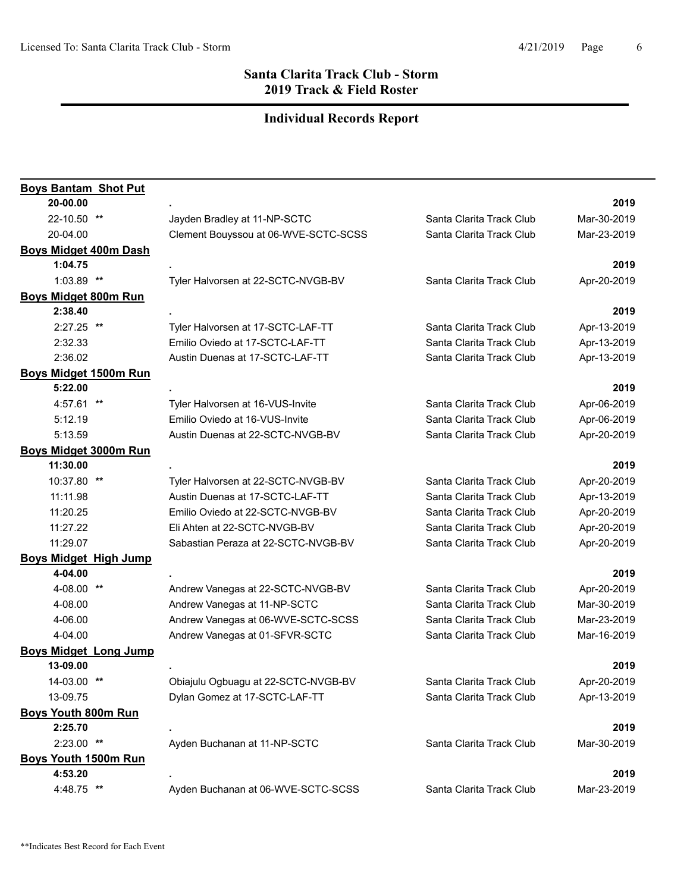## Santa Clarita Track Club - Storm
## 2019 Track & Field Roster

### Individual Records Report

| Mark | Athlete / Meet | Team | Date |
|---|---|---|---|
| **Boys Bantam Shot Put** | | | |
| **20-00.00** | . | | **2019** |
| 22-10.50 ** | Jayden Bradley at 11-NP-SCTC | Santa Clarita Track Club | Mar-30-2019 |
| 20-04.00 | Clement Bouyssou at 06-WVE-SCTC-SCSS | Santa Clarita Track Club | Mar-23-2019 |
| **Boys Midget 400m Dash** | | | |
| **1:04.75** | . | | **2019** |
| 1:03.89 ** | Tyler Halvorsen at 22-SCTC-NVGB-BV | Santa Clarita Track Club | Apr-20-2019 |
| **Boys Midget 800m Run** | | | |
| **2:38.40** | . | | **2019** |
| 2:27.25 ** | Tyler Halvorsen at 17-SCTC-LAF-TT | Santa Clarita Track Club | Apr-13-2019 |
| 2:32.33 | Emilio Oviedo at 17-SCTC-LAF-TT | Santa Clarita Track Club | Apr-13-2019 |
| 2:36.02 | Austin Duenas at 17-SCTC-LAF-TT | Santa Clarita Track Club | Apr-13-2019 |
| **Boys Midget 1500m Run** | | | |
| **5:22.00** | . | | **2019** |
| 4:57.61 ** | Tyler Halvorsen at 16-VUS-Invite | Santa Clarita Track Club | Apr-06-2019 |
| 5:12.19 | Emilio Oviedo at 16-VUS-Invite | Santa Clarita Track Club | Apr-06-2019 |
| 5:13.59 | Austin Duenas at 22-SCTC-NVGB-BV | Santa Clarita Track Club | Apr-20-2019 |
| **Boys Midget 3000m Run** | | | |
| **11:30.00** | . | | **2019** |
| 10:37.80 ** | Tyler Halvorsen at 22-SCTC-NVGB-BV | Santa Clarita Track Club | Apr-20-2019 |
| 11:11.98 | Austin Duenas at 17-SCTC-LAF-TT | Santa Clarita Track Club | Apr-13-2019 |
| 11:20.25 | Emilio Oviedo at 22-SCTC-NVGB-BV | Santa Clarita Track Club | Apr-20-2019 |
| 11:27.22 | Eli Ahten at 22-SCTC-NVGB-BV | Santa Clarita Track Club | Apr-20-2019 |
| 11:29.07 | Sabastian Peraza at 22-SCTC-NVGB-BV | Santa Clarita Track Club | Apr-20-2019 |
| **Boys Midget High Jump** | | | |
| **4-04.00** | . | | **2019** |
| 4-08.00 ** | Andrew Vanegas at 22-SCTC-NVGB-BV | Santa Clarita Track Club | Apr-20-2019 |
| 4-08.00 | Andrew Vanegas at 11-NP-SCTC | Santa Clarita Track Club | Mar-30-2019 |
| 4-06.00 | Andrew Vanegas at 06-WVE-SCTC-SCSS | Santa Clarita Track Club | Mar-23-2019 |
| 4-04.00 | Andrew Vanegas at 01-SFVR-SCTC | Santa Clarita Track Club | Mar-16-2019 |
| **Boys Midget Long Jump** | | | |
| **13-09.00** | . | | **2019** |
| 14-03.00 ** | Obiajulu Ogbuagu at 22-SCTC-NVGB-BV | Santa Clarita Track Club | Apr-20-2019 |
| 13-09.75 | Dylan Gomez at 17-SCTC-LAF-TT | Santa Clarita Track Club | Apr-13-2019 |
| **Boys Youth 800m Run** | | | |
| **2:25.70** | . | | **2019** |
| 2:23.00 ** | Ayden Buchanan at 11-NP-SCTC | Santa Clarita Track Club | Mar-30-2019 |
| **Boys Youth 1500m Run** | | | |
| **4:53.20** | . | | **2019** |
| 4:48.75 ** | Ayden Buchanan at 06-WVE-SCTC-SCSS | Santa Clarita Track Club | Mar-23-2019 |

**Indicates Best Record for Each Event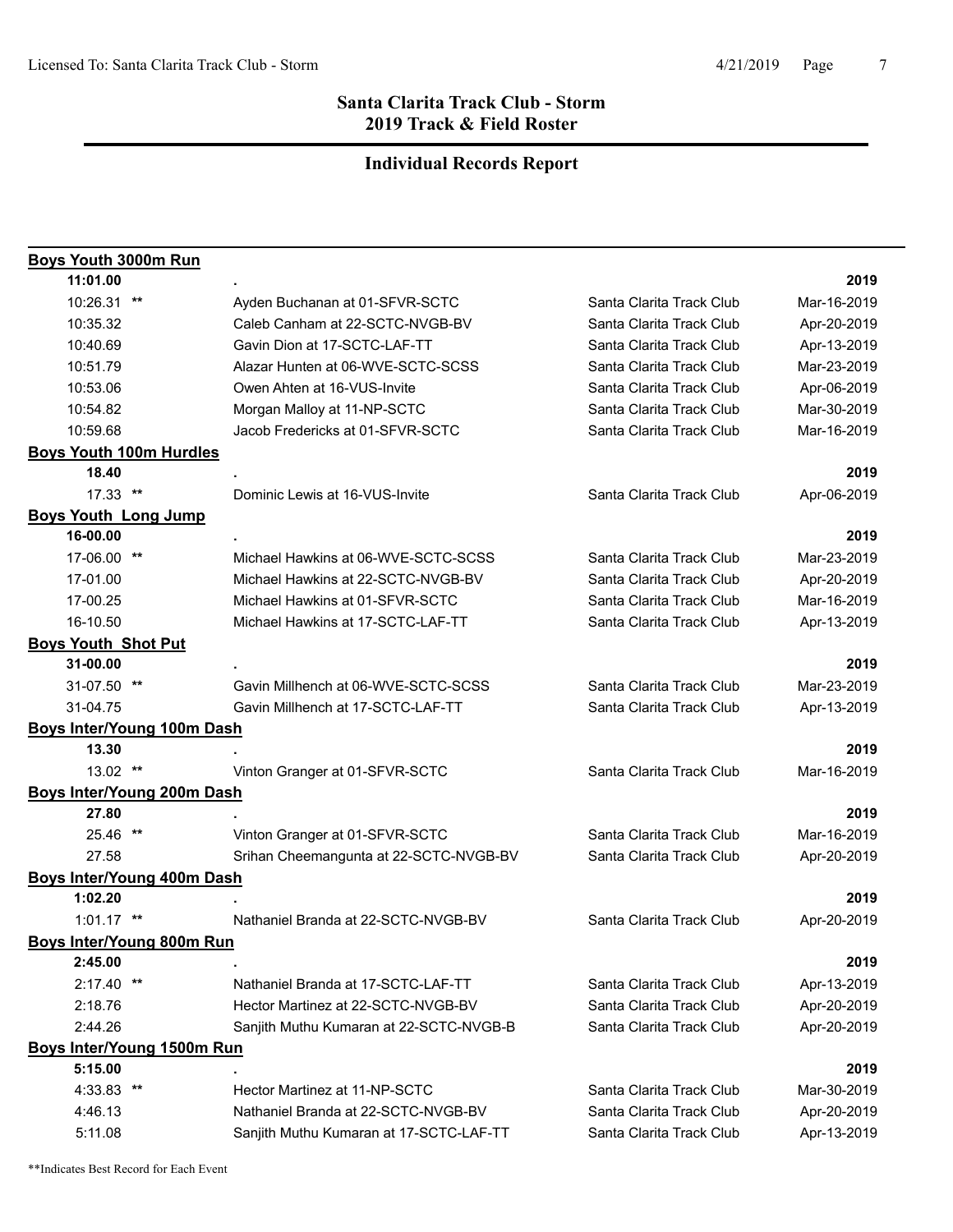# Santa Clarita Track Club - Storm
## 2019 Track & Field Roster

## Individual Records Report

**Boys Youth 3000m Run**

| | | | |
|---|---|---|---|
| **11:01.00** | **.** | | **2019** |
| 10:26.31 ** | Ayden Buchanan at 01-SFVR-SCTC | Santa Clarita Track Club | Mar-16-2019 |
| 10:35.32 | Caleb Canham at 22-SCTC-NVGB-BV | Santa Clarita Track Club | Apr-20-2019 |
| 10:40.69 | Gavin Dion at 17-SCTC-LAF-TT | Santa Clarita Track Club | Apr-13-2019 |
| 10:51.79 | Alazar Hunten at 06-WVE-SCTC-SCSS | Santa Clarita Track Club | Mar-23-2019 |
| 10:53.06 | Owen Ahten at 16-VUS-Invite | Santa Clarita Track Club | Apr-06-2019 |
| 10:54.82 | Morgan Malloy at 11-NP-SCTC | Santa Clarita Track Club | Mar-30-2019 |
| 10:59.68 | Jacob Fredericks at 01-SFVR-SCTC | Santa Clarita Track Club | Mar-16-2019 |

**Boys Youth 100m Hurdles**

| | | | |
|---|---|---|---|
| **18.40** | **.** | | **2019** |
| 17.33 ** | Dominic Lewis at 16-VUS-Invite | Santa Clarita Track Club | Apr-06-2019 |

**Boys Youth Long Jump**

| | | | |
|---|---|---|---|
| **16-00.00** | **.** | | **2019** |
| 17-06.00 ** | Michael Hawkins at 06-WVE-SCTC-SCSS | Santa Clarita Track Club | Mar-23-2019 |
| 17-01.00 | Michael Hawkins at 22-SCTC-NVGB-BV | Santa Clarita Track Club | Apr-20-2019 |
| 17-00.25 | Michael Hawkins at 01-SFVR-SCTC | Santa Clarita Track Club | Mar-16-2019 |
| 16-10.50 | Michael Hawkins at 17-SCTC-LAF-TT | Santa Clarita Track Club | Apr-13-2019 |

**Boys Youth Shot Put**

| | | | |
|---|---|---|---|
| **31-00.00** | **.** | | **2019** |
| 31-07.50 ** | Gavin Millhench at 06-WVE-SCTC-SCSS | Santa Clarita Track Club | Mar-23-2019 |
| 31-04.75 | Gavin Millhench at 17-SCTC-LAF-TT | Santa Clarita Track Club | Apr-13-2019 |

**Boys Inter/Young 100m Dash**

| | | | |
|---|---|---|---|
| **13.30** | **.** | | **2019** |
| 13.02 ** | Vinton Granger at 01-SFVR-SCTC | Santa Clarita Track Club | Mar-16-2019 |

**Boys Inter/Young 200m Dash**

| | | | |
|---|---|---|---|
| **27.80** | **.** | | **2019** |
| 25.46 ** | Vinton Granger at 01-SFVR-SCTC | Santa Clarita Track Club | Mar-16-2019 |
| 27.58 | Srihan Cheemangunta at 22-SCTC-NVGB-BV | Santa Clarita Track Club | Apr-20-2019 |

**Boys Inter/Young 400m Dash**

| | | | |
|---|---|---|---|
| **1:02.20** | **.** | | **2019** |
| 1:01.17 ** | Nathaniel Branda at 22-SCTC-NVGB-BV | Santa Clarita Track Club | Apr-20-2019 |

**Boys Inter/Young 800m Run**

| | | | |
|---|---|---|---|
| **2:45.00** | **.** | | **2019** |
| 2:17.40 ** | Nathaniel Branda at 17-SCTC-LAF-TT | Santa Clarita Track Club | Apr-13-2019 |
| 2:18.76 | Hector Martinez at 22-SCTC-NVGB-BV | Santa Clarita Track Club | Apr-20-2019 |
| 2:44.26 | Sanjith Muthu Kumaran at 22-SCTC-NVGB-B | Santa Clarita Track Club | Apr-20-2019 |

**Boys Inter/Young 1500m Run**

| | | | |
|---|---|---|---|
| **5:15.00** | **.** | | **2019** |
| 4:33.83 ** | Hector Martinez at 11-NP-SCTC | Santa Clarita Track Club | Mar-30-2019 |
| 4:46.13 | Nathaniel Branda at 22-SCTC-NVGB-BV | Santa Clarita Track Club | Apr-20-2019 |
| 5:11.08 | Sanjith Muthu Kumaran at 17-SCTC-LAF-TT | Santa Clarita Track Club | Apr-13-2019 |

**Indicates Best Record for Each Event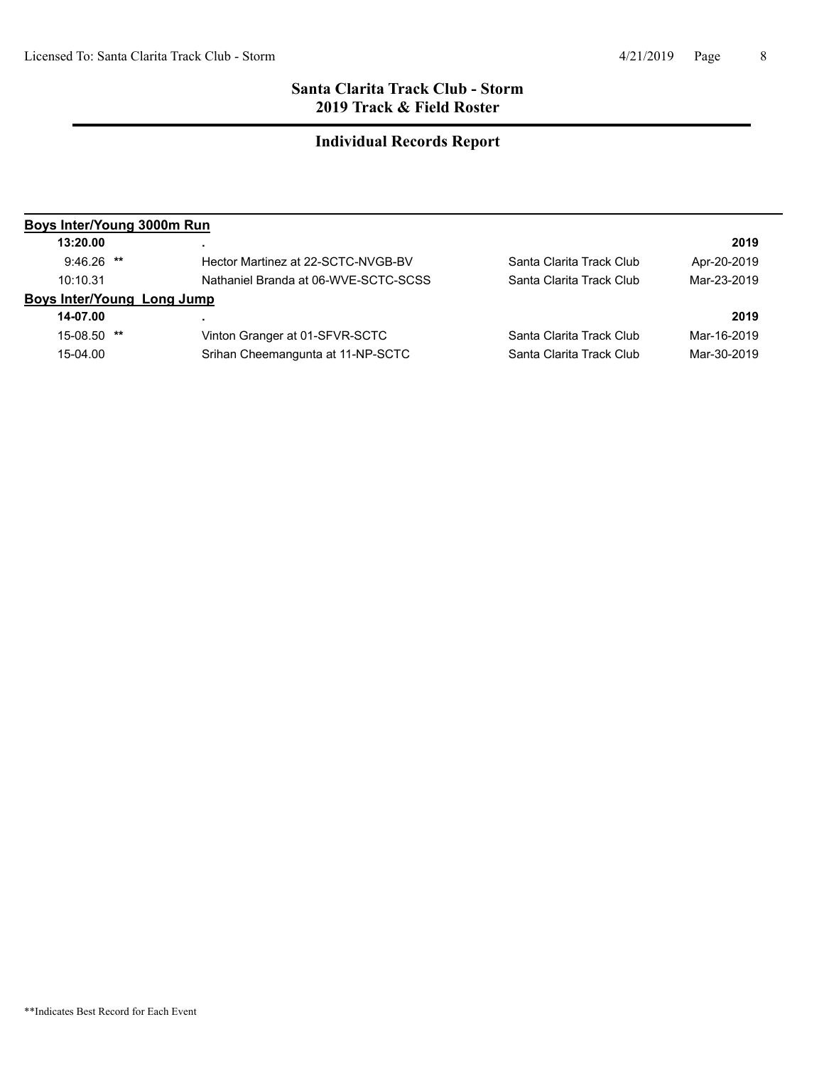# Santa Clarita Track Club - Storm
# 2019 Track & Field Roster

## Individual Records Report

**Boys Inter/Young 3000m Run**

| | | | |
|---|---|---|---|
| **13:20.00** | . | | **2019** |
| 9:46.26 ** | Hector Martinez at 22-SCTC-NVGB-BV | Santa Clarita Track Club | Apr-20-2019 |
| 10:10.31 | Nathaniel Branda at 06-WVE-SCTC-SCSS | Santa Clarita Track Club | Mar-23-2019 |

**Boys Inter/Young Long Jump**

| | | | |
|---|---|---|---|
| **14-07.00** | . | | **2019** |
| 15-08.50 ** | Vinton Granger at 01-SFVR-SCTC | Santa Clarita Track Club | Mar-16-2019 |
| 15-04.00 | Srihan Cheemangunta at 11-NP-SCTC | Santa Clarita Track Club | Mar-30-2019 |

**Indicates Best Record for Each Event